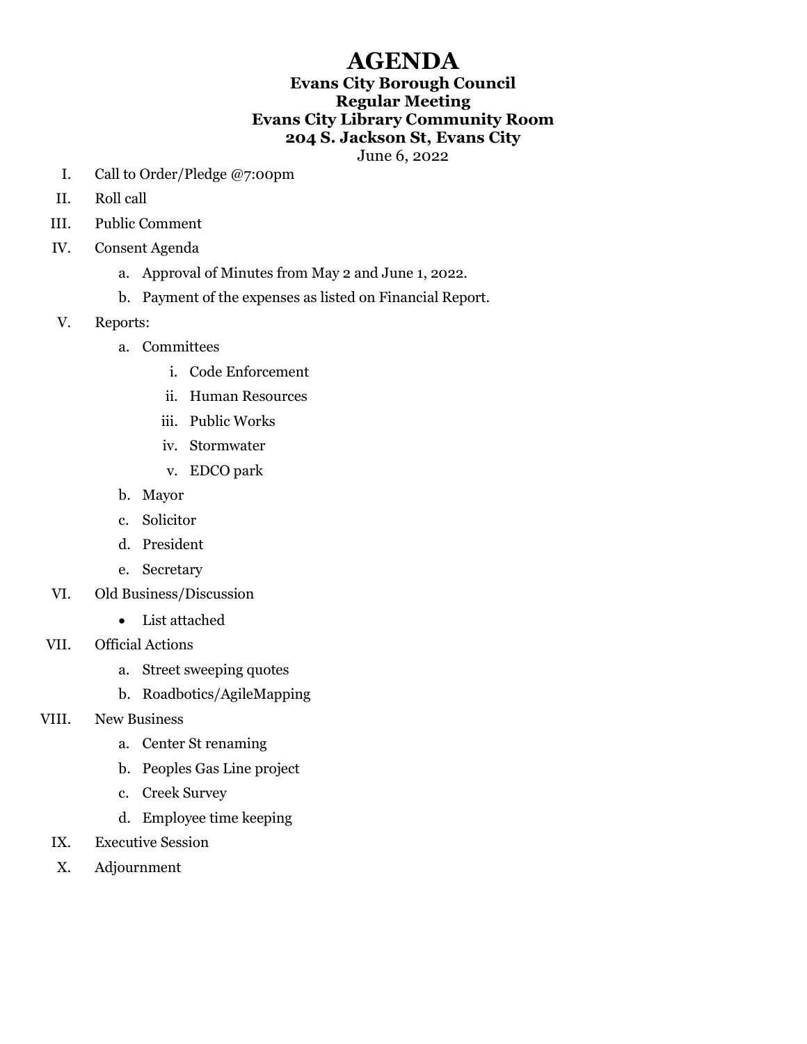# AGENDA

**Evans City Borough Council**
**Regular Meeting**
**Evans City Library Community Room**
**204 S. Jackson St, Evans City**
June 6, 2022

I. Call to Order/Pledge @7:00pm

II. Roll call

III. Public Comment

IV. Consent Agenda
   a. Approval of Minutes from May 2 and June 1, 2022.
   b. Payment of the expenses as listed on Financial Report.

V. Reports:
   a. Committees
      i. Code Enforcement
      ii. Human Resources
      iii. Public Works
      iv. Stormwater
      v. EDCO park
   b. Mayor
   c. Solicitor
   d. President
   e. Secretary

VI. Old Business/Discussion
   - List attached

VII. Official Actions
   a. Street sweeping quotes
   b. Roadbotics/AgileMapping

VIII. New Business
   a. Center St renaming
   b. Peoples Gas Line project
   c. Creek Survey
   d. Employee time keeping

IX. Executive Session

X. Adjournment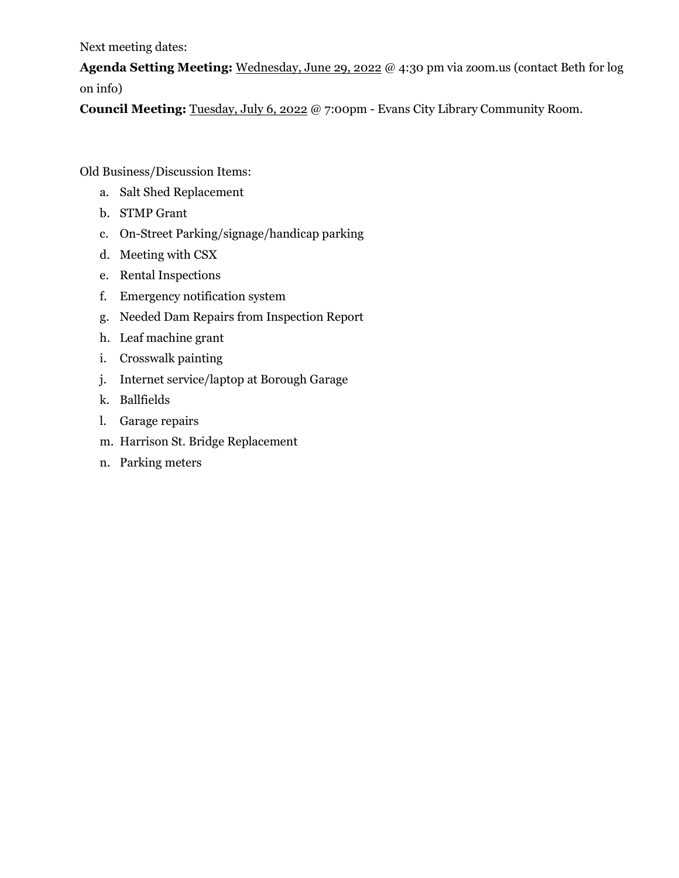Next meeting dates:

**Agenda Setting Meeting:** Wednesday, June 29, 2022 @ 4:30 pm via zoom.us (contact Beth for log on info)

**Council Meeting:** Tuesday, July 6, 2022 @ 7:00pm - Evans City Library Community Room.

Old Business/Discussion Items:

a. Salt Shed Replacement
b. STMP Grant
c. On-Street Parking/signage/handicap parking
d. Meeting with CSX
e. Rental Inspections
f. Emergency notification system
g. Needed Dam Repairs from Inspection Report
h. Leaf machine grant
i. Crosswalk painting
j. Internet service/laptop at Borough Garage
k. Ballfields
l. Garage repairs
m. Harrison St. Bridge Replacement
n. Parking meters